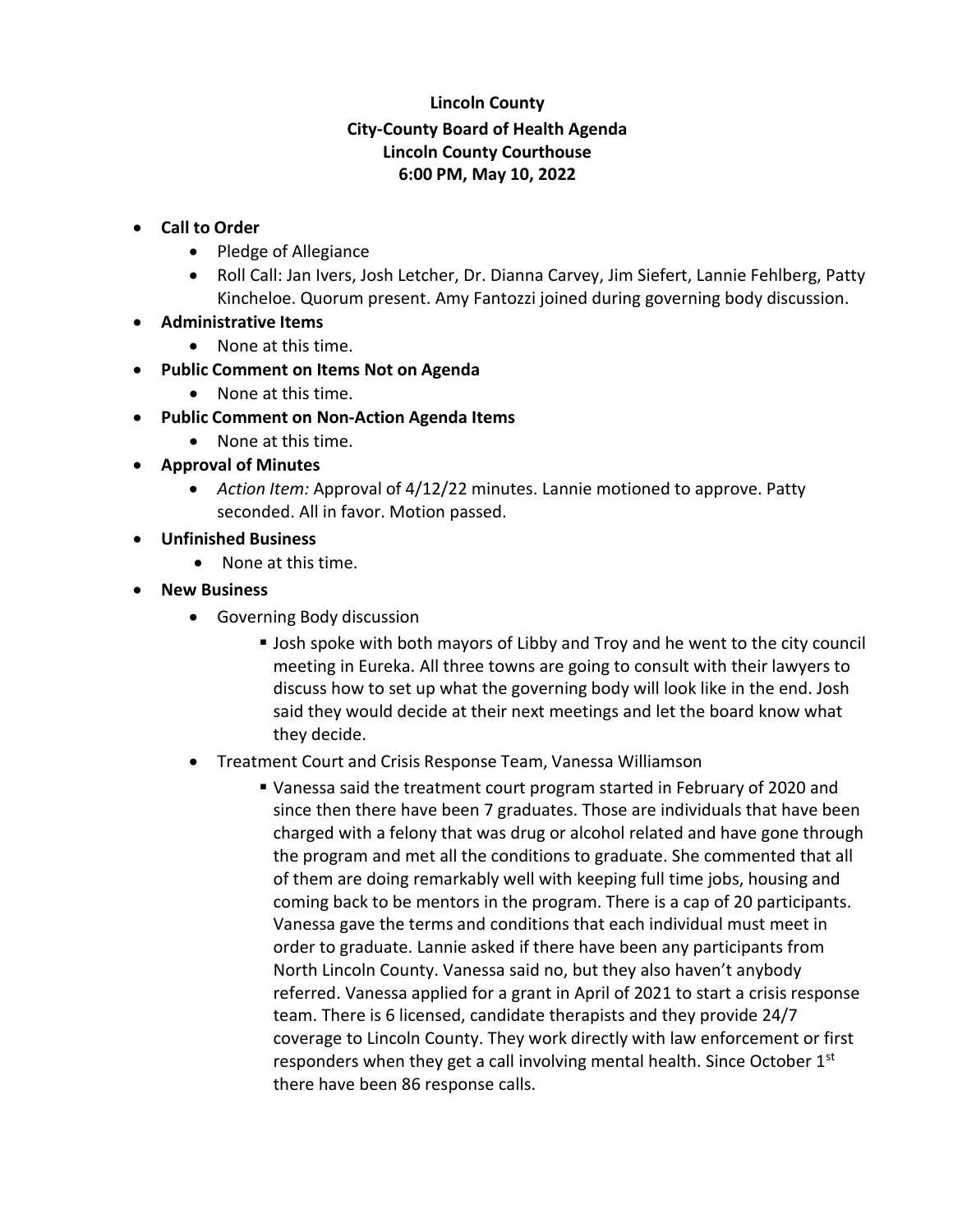**Lincoln County**
**City-County Board of Health Agenda**
**Lincoln County Courthouse**
**6:00 PM, May 10, 2022**

- **Call to Order**
  - Pledge of Allegiance
  - Roll Call: Jan Ivers, Josh Letcher, Dr. Dianna Carvey, Jim Siefert, Lannie Fehlberg, Patty Kincheloe. Quorum present. Amy Fantozzi joined during governing body discussion.
- **Administrative Items**
  - None at this time.
- **Public Comment on Items Not on Agenda**
  - None at this time.
- **Public Comment on Non-Action Agenda Items**
  - None at this time.
- **Approval of Minutes**
  - *Action Item:* Approval of 4/12/22 minutes. Lannie motioned to approve. Patty seconded. All in favor. Motion passed.
- **Unfinished Business**
  - None at this time.
- **New Business**
  - Governing Body discussion
    - Josh spoke with both mayors of Libby and Troy and he went to the city council meeting in Eureka. All three towns are going to consult with their lawyers to discuss how to set up what the governing body will look like in the end. Josh said they would decide at their next meetings and let the board know what they decide.
  - Treatment Court and Crisis Response Team, Vanessa Williamson
    - Vanessa said the treatment court program started in February of 2020 and since then there have been 7 graduates. Those are individuals that have been charged with a felony that was drug or alcohol related and have gone through the program and met all the conditions to graduate. She commented that all of them are doing remarkably well with keeping full time jobs, housing and coming back to be mentors in the program. There is a cap of 20 participants. Vanessa gave the terms and conditions that each individual must meet in order to graduate. Lannie asked if there have been any participants from North Lincoln County. Vanessa said no, but they also haven't anybody referred. Vanessa applied for a grant in April of 2021 to start a crisis response team. There is 6 licensed, candidate therapists and they provide 24/7 coverage to Lincoln County. They work directly with law enforcement or first responders when they get a call involving mental health. Since October 1st there have been 86 response calls.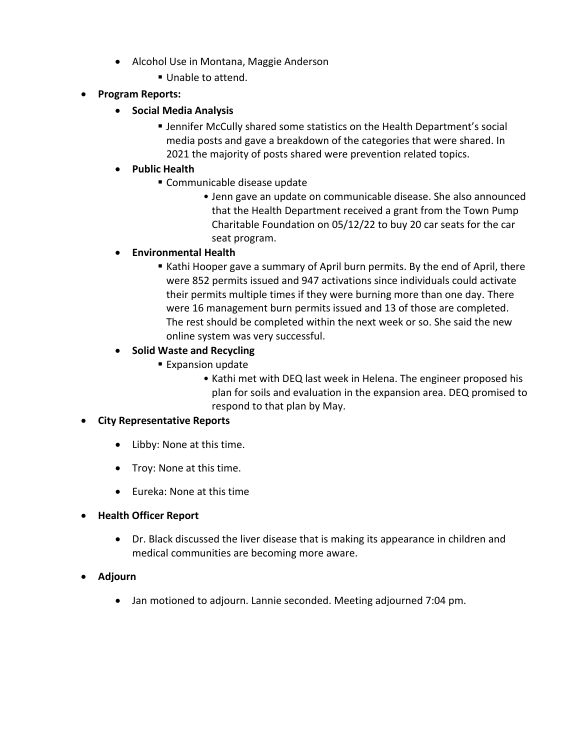- Alcohol Use in Montana, Maggie Anderson
  - Unable to attend.
- **Program Reports:**
  - **Social Media Analysis**
    - Jennifer McCully shared some statistics on the Health Department's social media posts and gave a breakdown of the categories that were shared. In 2021 the majority of posts shared were prevention related topics.
  - **Public Health**
    - Communicable disease update
      - Jenn gave an update on communicable disease. She also announced that the Health Department received a grant from the Town Pump Charitable Foundation on 05/12/22 to buy 20 car seats for the car seat program.
  - **Environmental Health**
    - Kathi Hooper gave a summary of April burn permits. By the end of April, there were 852 permits issued and 947 activations since individuals could activate their permits multiple times if they were burning more than one day. There were 16 management burn permits issued and 13 of those are completed. The rest should be completed within the next week or so. She said the new online system was very successful.
  - **Solid Waste and Recycling**
    - Expansion update
      - Kathi met with DEQ last week in Helena. The engineer proposed his plan for soils and evaluation in the expansion area. DEQ promised to respond to that plan by May.
- **City Representative Reports**
  - Libby: None at this time.
  - Troy: None at this time.
  - Eureka: None at this time
- **Health Officer Report**
  - Dr. Black discussed the liver disease that is making its appearance in children and medical communities are becoming more aware.
- **Adjourn**
  - Jan motioned to adjourn. Lannie seconded. Meeting adjourned 7:04 pm.